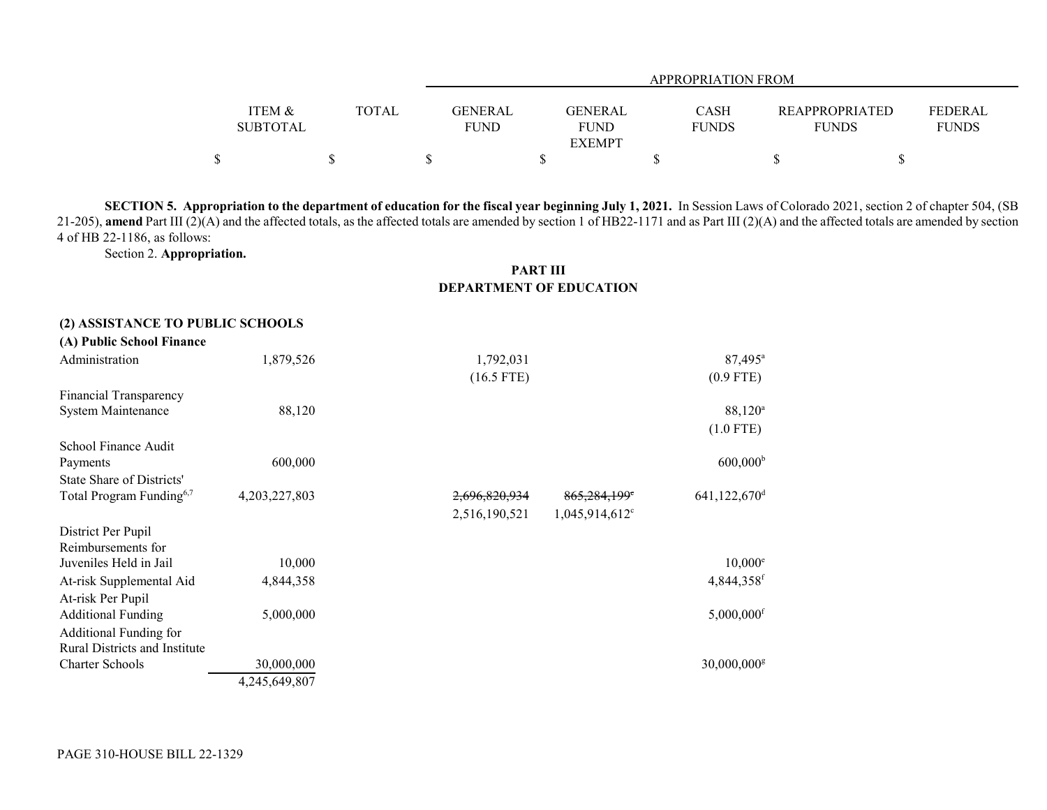| | ITEM & SUBTOTAL | TOTAL | APPROPRIATION FROM GENERAL FUND | GENERAL FUND EXEMPT | CASH FUNDS | REAPPROPRIATED FUNDS | FEDERAL FUNDS |
|---|---|---|---|---|---|---|---|
| | $ | $ | $ | $ | $ | $ | $ |

**SECTION 5. Appropriation to the department of education for the fiscal year beginning July 1, 2021.** In Session Laws of Colorado 2021, section 2 of chapter 504, (SB 21-205), **amend** Part III (2)(A) and the affected totals, as the affected totals are amended by section 1 of HB22-1171 and as Part III (2)(A) and the affected totals are amended by section 4 of HB 22-1186, as follows:

Section 2. **Appropriation.**

**PART III**
**DEPARTMENT OF EDUCATION**

**(2) ASSISTANCE TO PUBLIC SCHOOLS**

**(A) Public School Finance**

| | ITEM & SUBTOTAL | TOTAL | GENERAL FUND | GENERAL FUND EXEMPT | CASH FUNDS | REAPPROPRIATED FUNDS | FEDERAL FUNDS |
|---|---|---|---|---|---|---|---|
| Administration | 1,879,526 | | 1,792,031 (16.5 FTE) | | 87,495[a] (0.9 FTE) | | |
| Financial Transparency System Maintenance | 88,120 | | | | 88,120[a] (1.0 FTE) | | |
| School Finance Audit Payments | 600,000 | | | | 600,000[b] | | |
| State Share of Districts' Total Program Funding[6,7] | 4,203,227,803 | | ~~2,696,820,934~~ 2,516,190,521 | ~~865,284,199~~[c] 1,045,914,612[c] | 641,122,670[d] | | |
| District Per Pupil Reimbursements for Juveniles Held in Jail | 10,000 | | | | 10,000[e] | | |
| At-risk Supplemental Aid | 4,844,358 | | | | 4,844,358[f] | | |
| At-risk Per Pupil Additional Funding | 5,000,000 | | | | 5,000,000[f] | | |
| Additional Funding for Rural Districts and Institute Charter Schools | 30,000,000 | | | | 30,000,000[g] | | |
| | 4,245,649,807 | | | | | | |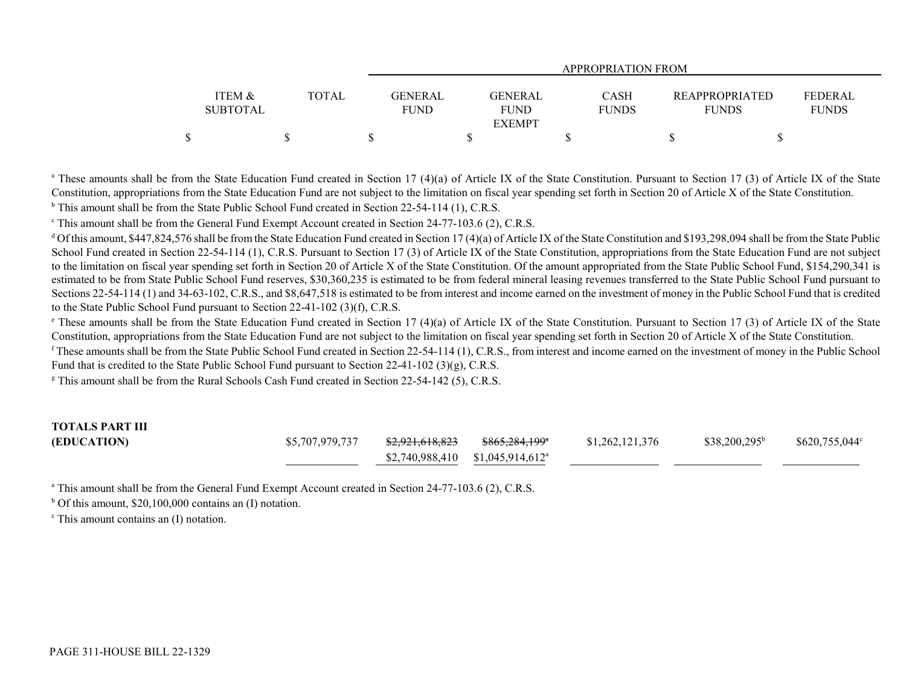| | ITEM & SUBTOTAL | TOTAL | APPROPRIATION FROM GENERAL FUND | GENERAL FUND EXEMPT | CASH FUNDS | REAPPROPRIATED FUNDS | FEDERAL FUNDS |
|---|---|---|---|---|---|---|---|
| | $ | $ | $ | $ | $ | $ | $ |

[a] These amounts shall be from the State Education Fund created in Section 17 (4)(a) of Article IX of the State Constitution. Pursuant to Section 17 (3) of Article IX of the State Constitution, appropriations from the State Education Fund are not subject to the limitation on fiscal year spending set forth in Section 20 of Article X of the State Constitution.

[b] This amount shall be from the State Public School Fund created in Section 22-54-114 (1), C.R.S.

[c] This amount shall be from the General Fund Exempt Account created in Section 24-77-103.6 (2), C.R.S.

[d] Of this amount, $447,824,576 shall be from the State Education Fund created in Section 17 (4)(a) of Article IX of the State Constitution and $193,298,094 shall be from the State Public School Fund created in Section 22-54-114 (1), C.R.S. Pursuant to Section 17 (3) of Article IX of the State Constitution, appropriations from the State Education Fund are not subject to the limitation on fiscal year spending set forth in Section 20 of Article X of the State Constitution. Of the amount appropriated from the State Public School Fund, $154,290,341 is estimated to be from State Public School Fund reserves, $30,360,235 is estimated to be from federal mineral leasing revenues transferred to the State Public School Fund pursuant to Sections 22-54-114 (1) and 34-63-102, C.R.S., and $8,647,518 is estimated to be from interest and income earned on the investment of money in the Public School Fund that is credited to the State Public School Fund pursuant to Section 22-41-102 (3)(f), C.R.S.

[e] These amounts shall be from the State Education Fund created in Section 17 (4)(a) of Article IX of the State Constitution. Pursuant to Section 17 (3) of Article IX of the State Constitution, appropriations from the State Education Fund are not subject to the limitation on fiscal year spending set forth in Section 20 of Article X of the State Constitution.

[f] These amounts shall be from the State Public School Fund created in Section 22-54-114 (1), C.R.S., from interest and income earned on the investment of money in the Public School Fund that is credited to the State Public School Fund pursuant to Section 22-41-102 (3)(g), C.R.S.

[g] This amount shall be from the Rural Schools Cash Fund created in Section 22-54-142 (5), C.R.S.

| | ITEM & SUBTOTAL | TOTAL | GENERAL FUND | GENERAL FUND EXEMPT | CASH FUNDS | REAPPROPRIATED FUNDS | FEDERAL FUNDS |
|---|---|---|---|---|---|---|---|
| **TOTALS PART III (EDUCATION)** | | $5,707,979,737 | ~~$2,921,618,823~~ $2,740,988,410 | ~~$865,284,199[a]~~ $1,045,914,612[a] | $1,262,121,376 | $38,200,295[b] | $620,755,044[c] |

[a] This amount shall be from the General Fund Exempt Account created in Section 24-77-103.6 (2), C.R.S.

[b] Of this amount, $20,100,000 contains an (I) notation.

[c] This amount contains an (I) notation.

PAGE 311-HOUSE BILL 22-1329